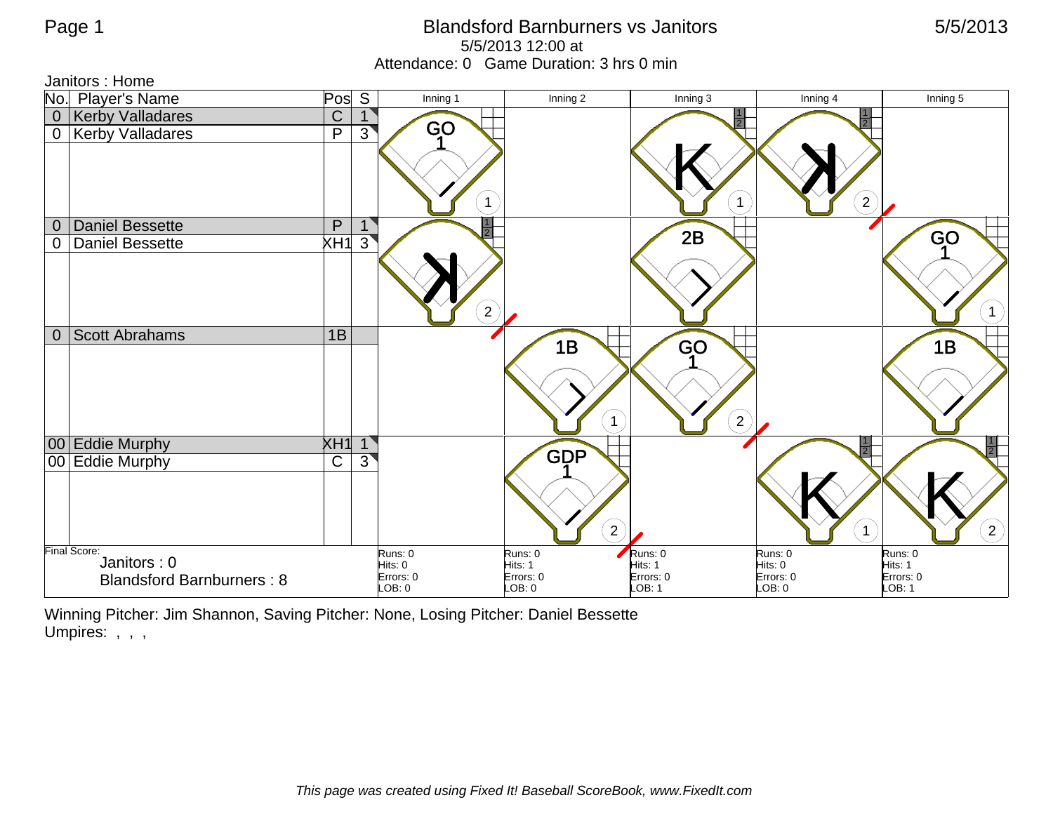# Blandsford Barnburners vs Janitors

5/5/2013 12:00 at

Attendance: 0   Game Duration: 3 hrs 0 min

5/5/2013

Janitors : Home

| No. | Player's Name | Pos | S | Inning 1 | Inning 2 | Inning 3 | Inning 4 | Inning 5 |
|---|---|---|---|---|---|---|---|---|
| 0 | Kerby Valladares | C | 1 | GO 1 (1) | | K (1) | K (2) | |
| 0 | Kerby Valladares | P | 3 | | | | | |
| 0 | Daniel Bessette | P | 1 | K (2) | | 2B | | GO 1 (1) |
| 0 | Daniel Bessette | XH1 | 3 | | | | | |
| 0 | Scott Abrahams | 1B | | | 1B (1) | GO 1 (2) | | 1B |
| 00 | Eddie Murphy | XH1 | 1 | | GDP 1 (2) | | K (1) | K (2) |
| 00 | Eddie Murphy | C | 3 | | | | | |
| | | | | Runs: 0<br>Hits: 0<br>Errors: 0<br>LOB: 0 | Runs: 0<br>Hits: 1<br>Errors: 0<br>LOB: 0 | Runs: 0<br>Hits: 1<br>Errors: 0<br>LOB: 1 | Runs: 0<br>Hits: 0<br>Errors: 0<br>LOB: 0 | Runs: 0<br>Hits: 1<br>Errors: 0<br>LOB: 1 |

Final Score:
Janitors : 0
Blandsford Barnburners : 8

Winning Pitcher: Jim Shannon, Saving Pitcher: None, Losing Pitcher: Daniel Bessette

Umpires: , , ,

*This page was created using Fixed It! Baseball ScoreBook, www.FixedIt.com*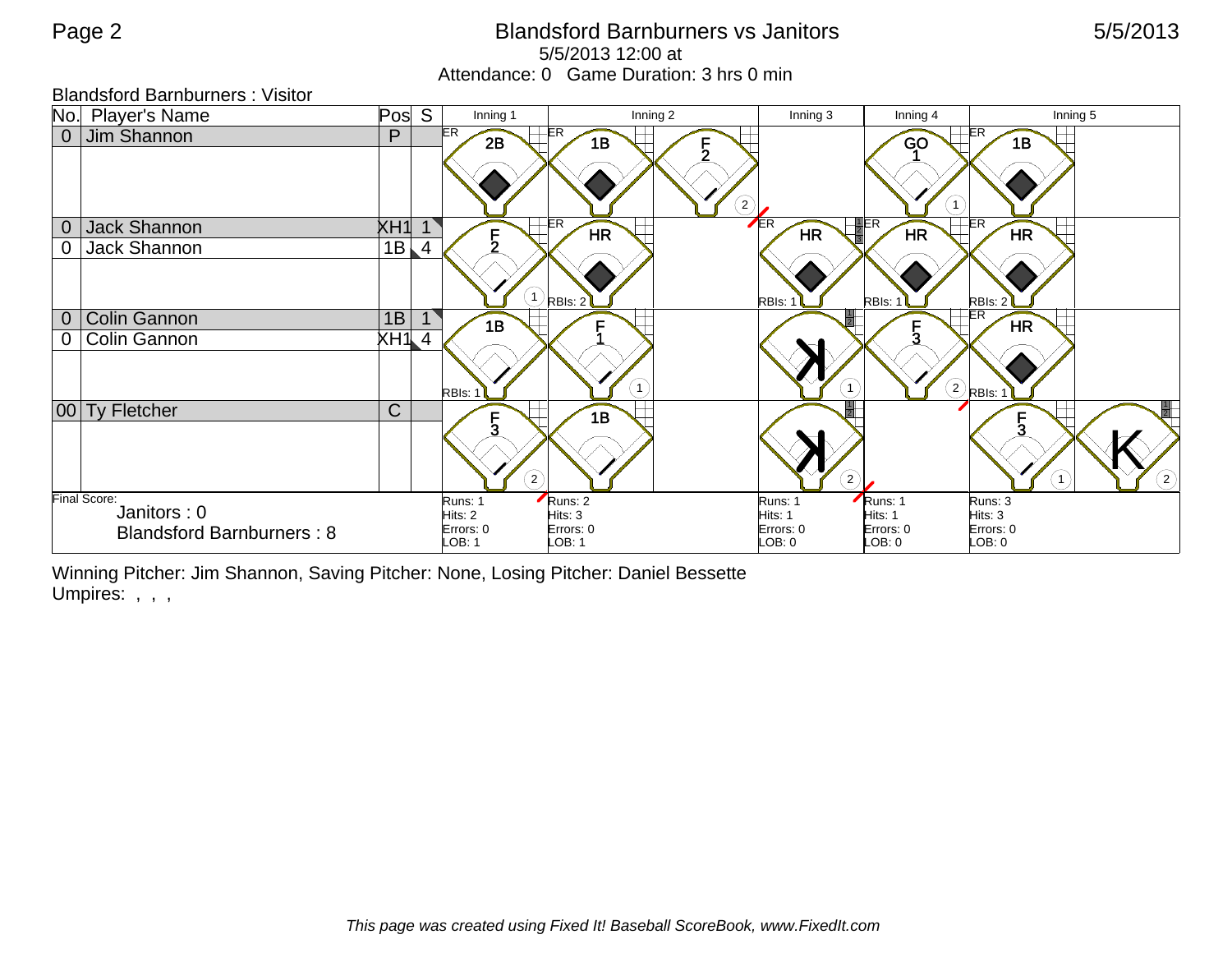# Blandsford Barnburners vs Janitors

5/5/2013 12:00 at

Attendance: 0 Game Duration: 3 hrs 0 min

Blandsford Barnburners : Visitor

| No. | Player's Name | Pos | S | Inning 1 | Inning 2 | | Inning 3 | Inning 4 | Inning 5 | |
|---|---|---|---|---|---|---|---|---|---|---|
| 0 | Jim Shannon | P | | ER 2B | ER 1B | F 2 (2) | | GO 1 (1) | ER 1B | |
| 0 | Jack Shannon | XH1 | 1 | F 2 (1) | ER HR RBIs: 2 | | ER HR RBIs: 1 | ER HR RBIs: 1 | ER HR RBIs: 2 | |
| 0 | Jack Shannon | 1B | 4 | | | | | | | |
| 0 | Colin Gannon | 1B | 1 | 1B RBIs: 1 | F 1 (1) | | K (1) | F 3 (2) | ER HR RBIs: 1 | |
| 0 | Colin Gannon | XH1 | 4 | | | | | | | |
| 00 | Ty Fletcher | C | | F 3 (2) | 1B | | K (2) | | F 3 (1) | K (2) |
| | | | | Runs: 1 Hits: 2 Errors: 0 LOB: 1 | Runs: 2 Hits: 3 Errors: 0 LOB: 1 | | Runs: 1 Hits: 1 Errors: 0 LOB: 0 | Runs: 1 Hits: 1 Errors: 0 LOB: 0 | Runs: 3 Hits: 3 Errors: 0 LOB: 0 | |

Final Score:

Janitors : 0

Blandsford Barnburners : 8

Winning Pitcher: Jim Shannon, Saving Pitcher: None, Losing Pitcher: Daniel Bessette

Umpires: , , ,

*This page was created using Fixed It! Baseball ScoreBook, www.FixedIt.com*